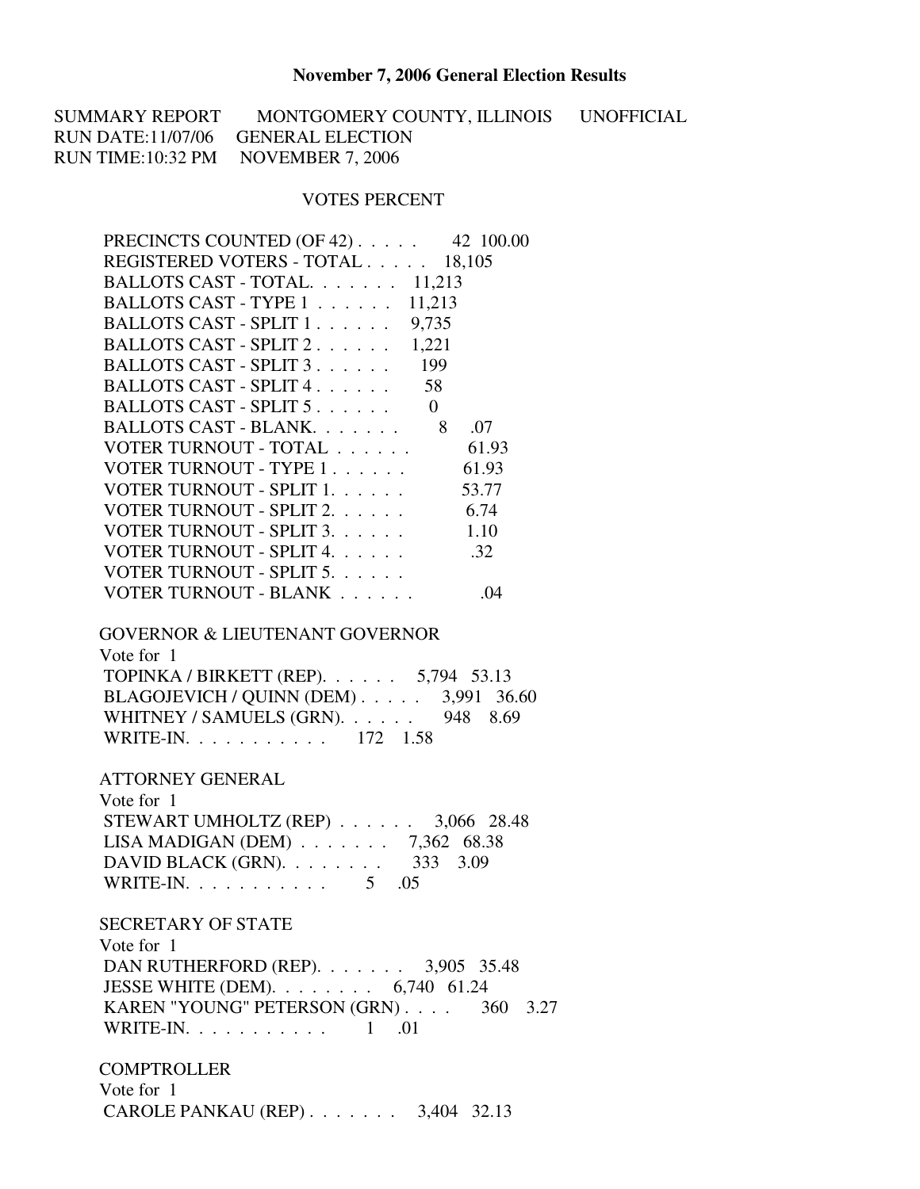# November 7, 2006 General Election Results

SUMMARY REPORT    MONTGOMERY COUNTY, ILLINOIS    UNOFFICIAL
RUN DATE:11/07/06    GENERAL ELECTION
RUN TIME:10:32 PM    NOVEMBER 7, 2006

| | VOTES | PERCENT |
|---|---|---|
| PRECINCTS COUNTED (OF 42) . . . . . | 42 | 100.00 |
| REGISTERED VOTERS - TOTAL . . . . . | 18,105 | |
| BALLOTS CAST - TOTAL. . . . . . . | 11,213 | |
| BALLOTS CAST - TYPE 1 . . . . . . | 11,213 | |
| BALLOTS CAST - SPLIT 1 . . . . . . | 9,735 | |
| BALLOTS CAST - SPLIT 2 . . . . . . | 1,221 | |
| BALLOTS CAST - SPLIT 3 . . . . . . | 199 | |
| BALLOTS CAST - SPLIT 4 . . . . . . | 58 | |
| BALLOTS CAST - SPLIT 5 . . . . . . | 0 | |
| BALLOTS CAST - BLANK. . . . . . . | 8 | .07 |
| VOTER TURNOUT - TOTAL . . . . . . | | 61.93 |
| VOTER TURNOUT - TYPE 1 . . . . . . | | 61.93 |
| VOTER TURNOUT - SPLIT 1. . . . . . | | 53.77 |
| VOTER TURNOUT - SPLIT 2. . . . . . | | 6.74 |
| VOTER TURNOUT - SPLIT 3. . . . . . | | 1.10 |
| VOTER TURNOUT - SPLIT 4. . . . . . | | .32 |
| VOTER TURNOUT - SPLIT 5. . . . . . | | |
| VOTER TURNOUT - BLANK . . . . . . | | .04 |

## GOVERNOR & LIEUTENANT GOVERNOR

Vote for 1

| | VOTES | PERCENT |
|---|---|---|
| TOPINKA / BIRKETT (REP). . . . . . | 5,794 | 53.13 |
| BLAGOJEVICH / QUINN (DEM) . . . . . | 3,991 | 36.60 |
| WHITNEY / SAMUELS (GRN). . . . . . | 948 | 8.69 |
| WRITE-IN. . . . . . . . . . . | 172 | 1.58 |

## ATTORNEY GENERAL

Vote for 1

| | VOTES | PERCENT |
|---|---|---|
| STEWART UMHOLTZ (REP) . . . . . . | 3,066 | 28.48 |
| LISA MADIGAN (DEM) . . . . . . . | 7,362 | 68.38 |
| DAVID BLACK (GRN). . . . . . . . | 333 | 3.09 |
| WRITE-IN. . . . . . . . . . . | 5 | .05 |

## SECRETARY OF STATE

Vote for 1

| | VOTES | PERCENT |
|---|---|---|
| DAN RUTHERFORD (REP). . . . . . . | 3,905 | 35.48 |
| JESSE WHITE (DEM). . . . . . . . | 6,740 | 61.24 |
| KAREN "YOUNG" PETERSON (GRN) . . . . | 360 | 3.27 |
| WRITE-IN. . . . . . . . . . . | 1 | .01 |

## COMPTROLLER

Vote for 1

| | VOTES | PERCENT |
|---|---|---|
| CAROLE PANKAU (REP) . . . . . . . | 3,404 | 32.13 |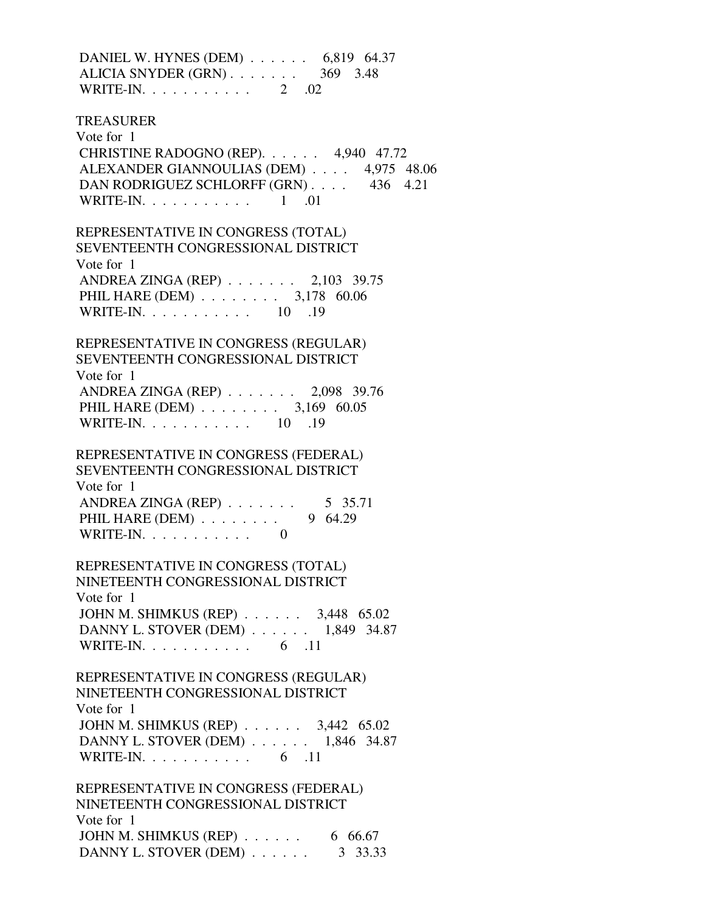DANIEL W. HYNES (DEM) . . . . . . 6,819 64.37
ALICIA SNYDER (GRN) . . . . . . . 369 3.48
WRITE-IN. . . . . . . . . . . 2 .02

TREASURER
Vote for 1
CHRISTINE RADOGNO (REP). . . . . . 4,940 47.72
ALEXANDER GIANNOULIAS (DEM) . . . . 4,975 48.06
DAN RODRIGUEZ SCHLORFF (GRN) . . . . 436 4.21
WRITE-IN. . . . . . . . . . . 1 .01

REPRESENTATIVE IN CONGRESS (TOTAL)
SEVENTEENTH CONGRESSIONAL DISTRICT
Vote for 1
ANDREA ZINGA (REP) . . . . . . . 2,103 39.75
PHIL HARE (DEM) . . . . . . . . 3,178 60.06
WRITE-IN. . . . . . . . . . . 10 .19

REPRESENTATIVE IN CONGRESS (REGULAR)
SEVENTEENTH CONGRESSIONAL DISTRICT
Vote for 1
ANDREA ZINGA (REP) . . . . . . . 2,098 39.76
PHIL HARE (DEM) . . . . . . . . 3,169 60.05
WRITE-IN. . . . . . . . . . . 10 .19

REPRESENTATIVE IN CONGRESS (FEDERAL)
SEVENTEENTH CONGRESSIONAL DISTRICT
Vote for 1
ANDREA ZINGA (REP) . . . . . . . 5 35.71
PHIL HARE (DEM) . . . . . . . . 9 64.29
WRITE-IN. . . . . . . . . . . 0

REPRESENTATIVE IN CONGRESS (TOTAL)
NINETEENTH CONGRESSIONAL DISTRICT
Vote for 1
JOHN M. SHIMKUS (REP) . . . . . . 3,448 65.02
DANNY L. STOVER (DEM) . . . . . . 1,849 34.87
WRITE-IN. . . . . . . . . . . 6 .11

REPRESENTATIVE IN CONGRESS (REGULAR)
NINETEENTH CONGRESSIONAL DISTRICT
Vote for 1
JOHN M. SHIMKUS (REP) . . . . . . 3,442 65.02
DANNY L. STOVER (DEM) . . . . . . 1,846 34.87
WRITE-IN. . . . . . . . . . . 6 .11

REPRESENTATIVE IN CONGRESS (FEDERAL)
NINETEENTH CONGRESSIONAL DISTRICT
Vote for 1
JOHN M. SHIMKUS (REP) . . . . . . 6 66.67
DANNY L. STOVER (DEM) . . . . . . 3 33.33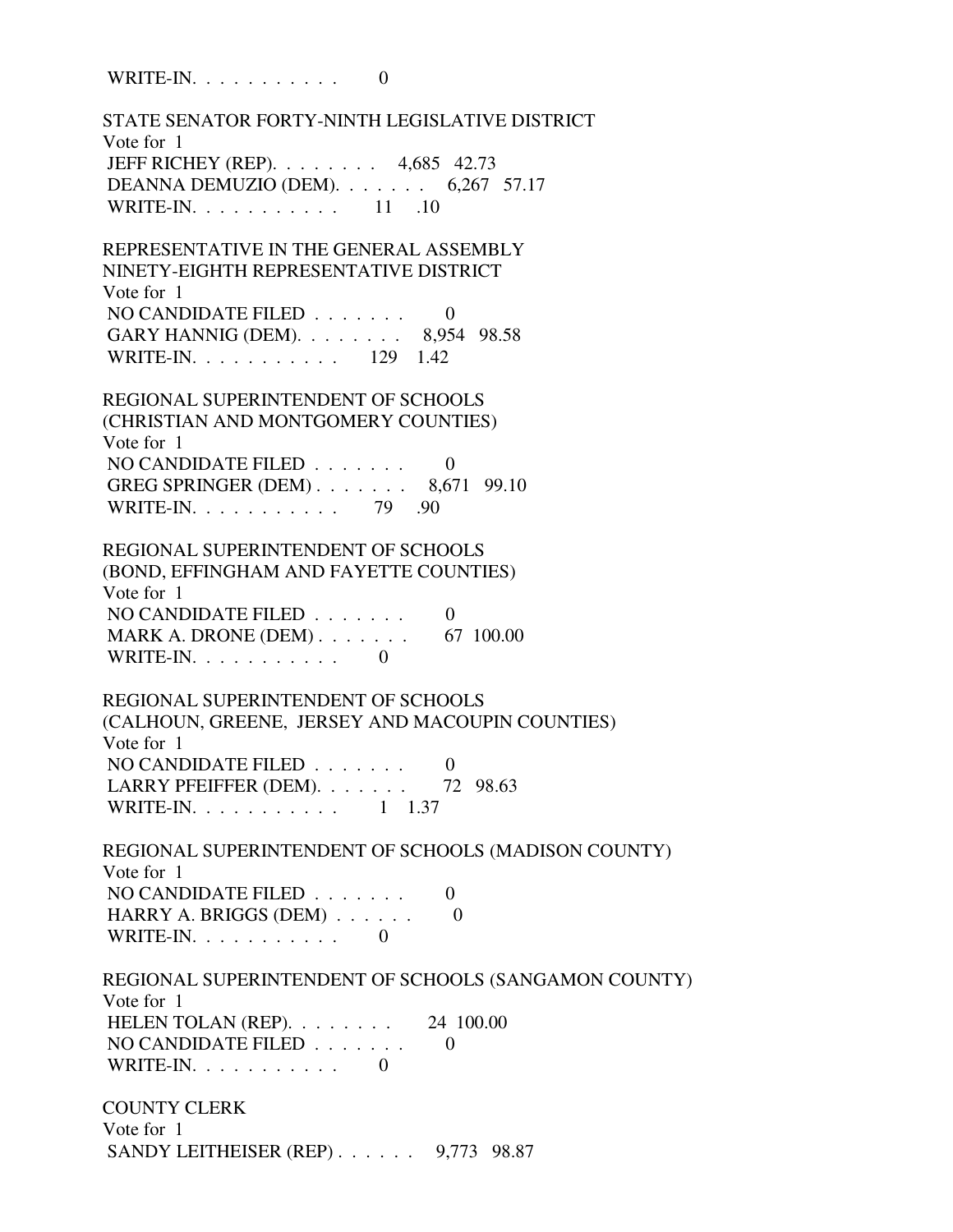WRITE-IN. . . . . . . . . . . 0

STATE SENATOR FORTY-NINTH LEGISLATIVE DISTRICT
Vote for 1

| | | |
|---|---|---|
| JEFF RICHEY (REP). . . . . . . . | 4,685 | 42.73 |
| DEANNA DEMUZIO (DEM). . . . . . . | 6,267 | 57.17 |
| WRITE-IN. . . . . . . . . . . | 11 | .10 |

REPRESENTATIVE IN THE GENERAL ASSEMBLY
NINETY-EIGHTH REPRESENTATIVE DISTRICT
Vote for 1

| | | |
|---|---|---|
| NO CANDIDATE FILED . . . . . . . | 0 | |
| GARY HANNIG (DEM). . . . . . . . | 8,954 | 98.58 |
| WRITE-IN. . . . . . . . . . . | 129 | 1.42 |

REGIONAL SUPERINTENDENT OF SCHOOLS
(CHRISTIAN AND MONTGOMERY COUNTIES)
Vote for 1

| | | |
|---|---|---|
| NO CANDIDATE FILED . . . . . . . | 0 | |
| GREG SPRINGER (DEM) . . . . . . . | 8,671 | 99.10 |
| WRITE-IN. . . . . . . . . . . | 79 | .90 |

REGIONAL SUPERINTENDENT OF SCHOOLS
(BOND, EFFINGHAM AND FAYETTE COUNTIES)
Vote for 1

| | | |
|---|---|---|
| NO CANDIDATE FILED . . . . . . . | 0 | |
| MARK A. DRONE (DEM) . . . . . . . | 67 | 100.00 |
| WRITE-IN. . . . . . . . . . . | 0 | |

REGIONAL SUPERINTENDENT OF SCHOOLS
(CALHOUN, GREENE, JERSEY AND MACOUPIN COUNTIES)
Vote for 1

| | | |
|---|---|---|
| NO CANDIDATE FILED . . . . . . . | 0 | |
| LARRY PFEIFFER (DEM). . . . . . . | 72 | 98.63 |
| WRITE-IN. . . . . . . . . . . | 1 | 1.37 |

REGIONAL SUPERINTENDENT OF SCHOOLS (MADISON COUNTY)
Vote for 1

| | | |
|---|---|---|
| NO CANDIDATE FILED . . . . . . . | 0 | |
| HARRY A. BRIGGS (DEM) . . . . . . | 0 | |
| WRITE-IN. . . . . . . . . . . | 0 | |

REGIONAL SUPERINTENDENT OF SCHOOLS (SANGAMON COUNTY)
Vote for 1

| | | |
|---|---|---|
| HELEN TOLAN (REP). . . . . . . . | 24 | 100.00 |
| NO CANDIDATE FILED . . . . . . . | 0 | |
| WRITE-IN. . . . . . . . . . . | 0 | |

COUNTY CLERK
Vote for 1

| | | |
|---|---|---|
| SANDY LEITHEISER (REP) . . . . . . | 9,773 | 98.87 |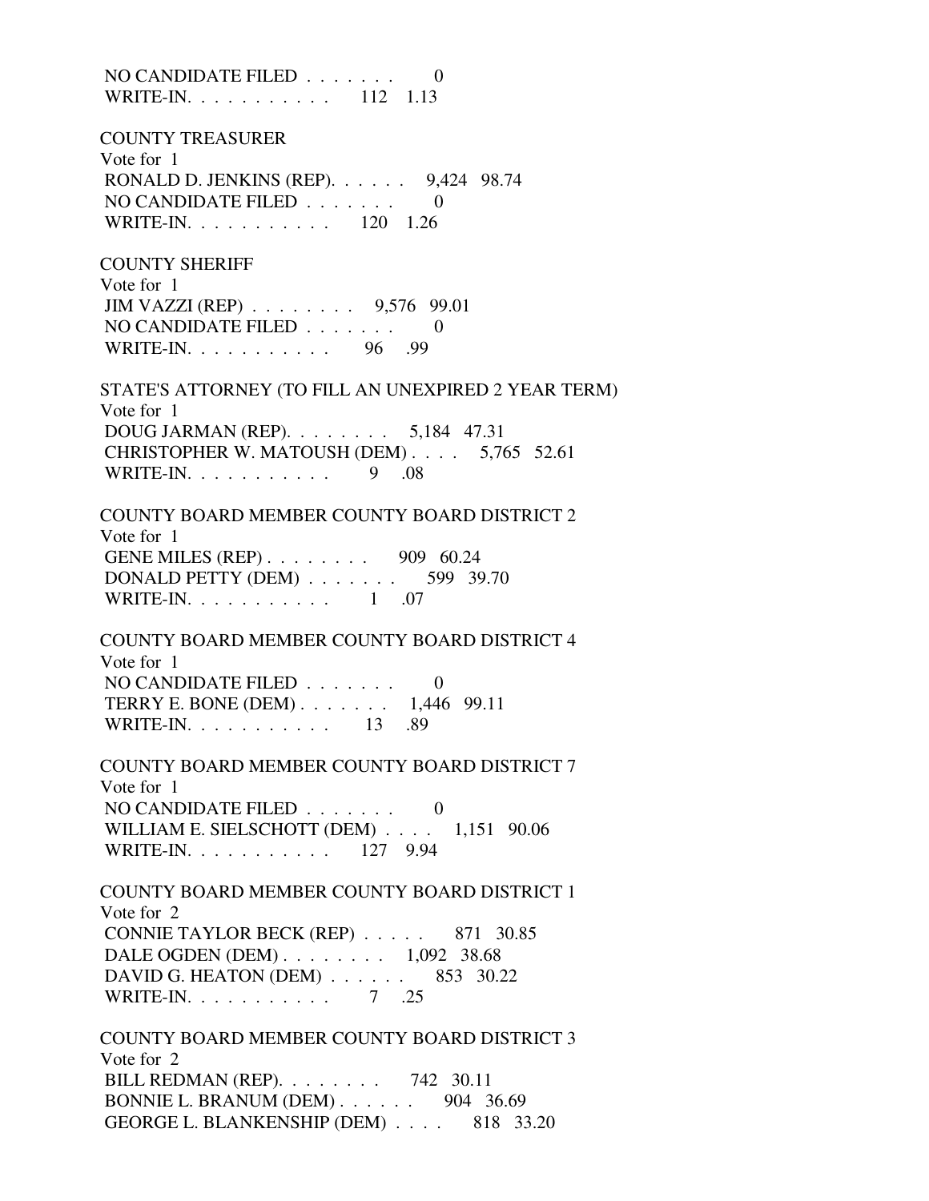NO CANDIDATE FILED . . . . . . . 0
WRITE-IN. . . . . . . . . . . 112 1.13

COUNTY TREASURER
Vote for 1
RONALD D. JENKINS (REP). . . . . . 9,424 98.74
NO CANDIDATE FILED . . . . . . . 0
WRITE-IN. . . . . . . . . . . 120 1.26

COUNTY SHERIFF
Vote for 1
JIM VAZZI (REP) . . . . . . . . 9,576 99.01
NO CANDIDATE FILED . . . . . . . 0
WRITE-IN. . . . . . . . . . . 96 .99

STATE'S ATTORNEY (TO FILL AN UNEXPIRED 2 YEAR TERM)
Vote for 1
DOUG JARMAN (REP). . . . . . . . 5,184 47.31
CHRISTOPHER W. MATOUSH (DEM) . . . . 5,765 52.61
WRITE-IN. . . . . . . . . . . 9 .08

COUNTY BOARD MEMBER COUNTY BOARD DISTRICT 2
Vote for 1
GENE MILES (REP) . . . . . . . . 909 60.24
DONALD PETTY (DEM) . . . . . . . 599 39.70
WRITE-IN. . . . . . . . . . . 1 .07

COUNTY BOARD MEMBER COUNTY BOARD DISTRICT 4
Vote for 1
NO CANDIDATE FILED . . . . . . . 0
TERRY E. BONE (DEM) . . . . . . . 1,446 99.11
WRITE-IN. . . . . . . . . . . 13 .89

COUNTY BOARD MEMBER COUNTY BOARD DISTRICT 7
Vote for 1
NO CANDIDATE FILED . . . . . . . 0
WILLIAM E. SIELSCHOTT (DEM) . . . . 1,151 90.06
WRITE-IN. . . . . . . . . . . 127 9.94

COUNTY BOARD MEMBER COUNTY BOARD DISTRICT 1
Vote for 2
CONNIE TAYLOR BECK (REP) . . . . . 871 30.85
DALE OGDEN (DEM) . . . . . . . . 1,092 38.68
DAVID G. HEATON (DEM) . . . . . . 853 30.22
WRITE-IN. . . . . . . . . . . 7 .25

COUNTY BOARD MEMBER COUNTY BOARD DISTRICT 3
Vote for 2
BILL REDMAN (REP). . . . . . . . 742 30.11
BONNIE L. BRANUM (DEM) . . . . . . 904 36.69
GEORGE L. BLANKENSHIP (DEM) . . . . 818 33.20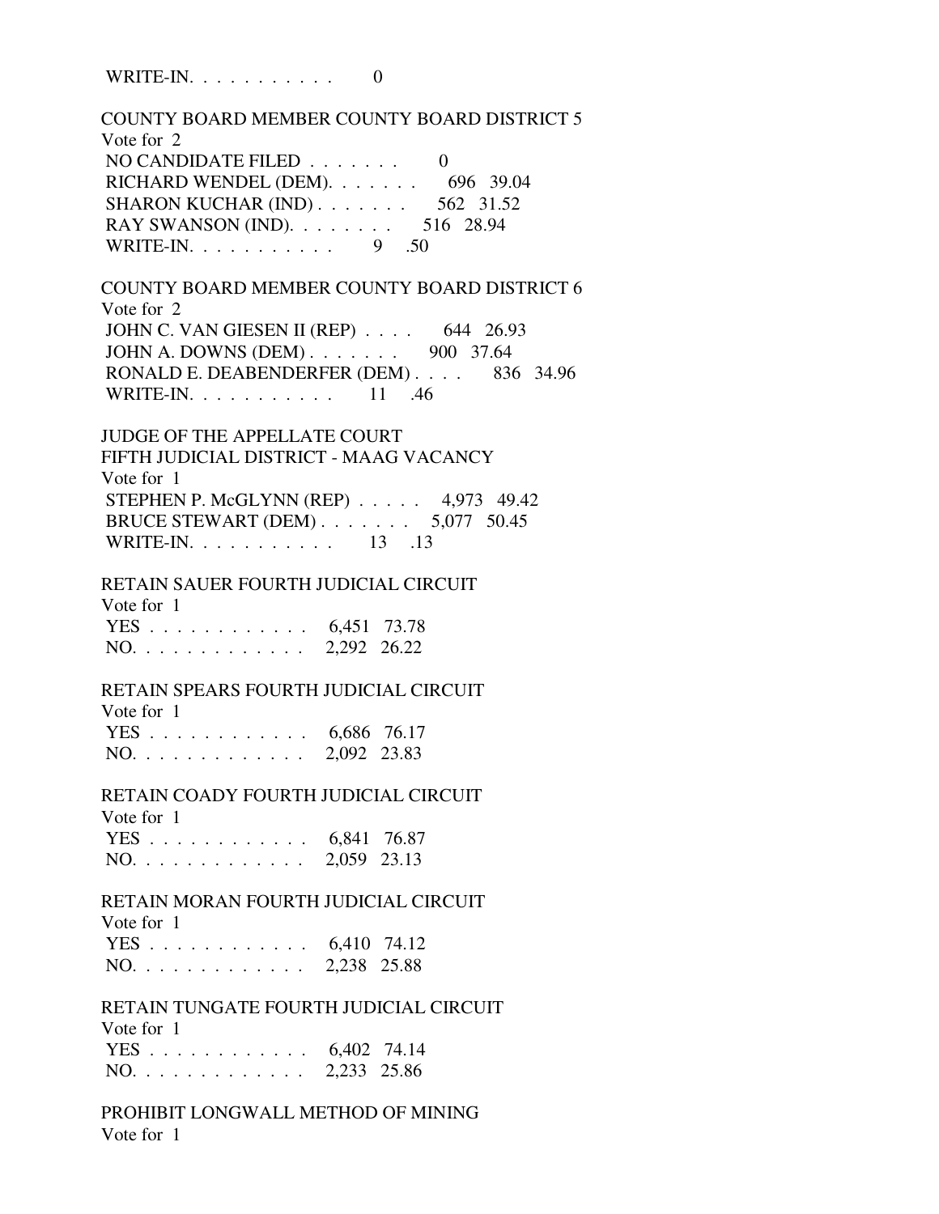WRITE-IN. . . . . . . . . . .   0

COUNTY BOARD MEMBER COUNTY BOARD DISTRICT 5
Vote for 2

| Candidate | Votes | Percent |
|---|---|---|
| NO CANDIDATE FILED . . . . . . . | 0 | |
| RICHARD WENDEL (DEM). . . . . . . | 696 | 39.04 |
| SHARON KUCHAR (IND) . . . . . . . | 562 | 31.52 |
| RAY SWANSON (IND). . . . . . . . | 516 | 28.94 |
| WRITE-IN. . . . . . . . . . . | 9 | .50 |

COUNTY BOARD MEMBER COUNTY BOARD DISTRICT 6
Vote for 2

| Candidate | Votes | Percent |
|---|---|---|
| JOHN C. VAN GIESEN II (REP) . . . . | 644 | 26.93 |
| JOHN A. DOWNS (DEM) . . . . . . . | 900 | 37.64 |
| RONALD E. DEABENDERFER (DEM) . . . . | 836 | 34.96 |
| WRITE-IN. . . . . . . . . . . | 11 | .46 |

JUDGE OF THE APPELLATE COURT
FIFTH JUDICIAL DISTRICT - MAAG VACANCY
Vote for 1

| Candidate | Votes | Percent |
|---|---|---|
| STEPHEN P. McGLYNN (REP) . . . . . | 4,973 | 49.42 |
| BRUCE STEWART (DEM) . . . . . . . | 5,077 | 50.45 |
| WRITE-IN. . . . . . . . . . . | 13 | .13 |

RETAIN SAUER FOURTH JUDICIAL CIRCUIT
Vote for 1

| Choice | Votes | Percent |
|---|---|---|
| YES . . . . . . . . . . . . | 6,451 | 73.78 |
| NO. . . . . . . . . . . . . | 2,292 | 26.22 |

RETAIN SPEARS FOURTH JUDICIAL CIRCUIT
Vote for 1

| Choice | Votes | Percent |
|---|---|---|
| YES . . . . . . . . . . . . | 6,686 | 76.17 |
| NO. . . . . . . . . . . . . | 2,092 | 23.83 |

RETAIN COADY FOURTH JUDICIAL CIRCUIT
Vote for 1

| Choice | Votes | Percent |
|---|---|---|
| YES . . . . . . . . . . . . | 6,841 | 76.87 |
| NO. . . . . . . . . . . . . | 2,059 | 23.13 |

RETAIN MORAN FOURTH JUDICIAL CIRCUIT
Vote for 1

| Choice | Votes | Percent |
|---|---|---|
| YES . . . . . . . . . . . . | 6,410 | 74.12 |
| NO. . . . . . . . . . . . . | 2,238 | 25.88 |

RETAIN TUNGATE FOURTH JUDICIAL CIRCUIT
Vote for 1

| Choice | Votes | Percent |
|---|---|---|
| YES . . . . . . . . . . . . | 6,402 | 74.14 |
| NO. . . . . . . . . . . . . | 2,233 | 25.86 |

PROHIBIT LONGWALL METHOD OF MINING
Vote for 1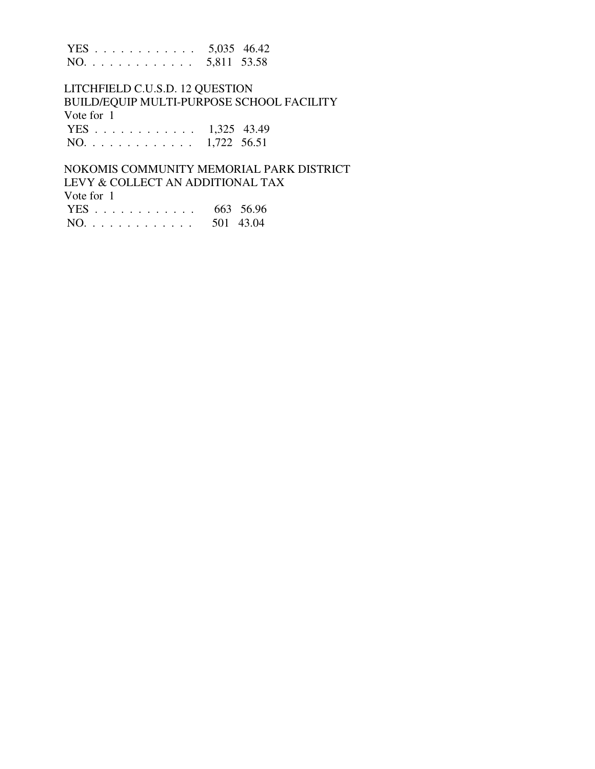YES . . . . . . . . . . . . . 5,035 46.42
NO. . . . . . . . . . . . . . 5,811 53.58

LITCHFIELD C.U.S.D. 12 QUESTION
BUILD/EQUIP MULTI-PURPOSE SCHOOL FACILITY
Vote for 1

YES . . . . . . . . . . . . . 1,325 43.49
NO. . . . . . . . . . . . . . 1,722 56.51

NOKOMIS COMMUNITY MEMORIAL PARK DISTRICT
LEVY & COLLECT AN ADDITIONAL TAX
Vote for 1

YES . . . . . . . . . . . . . 663 56.96
NO. . . . . . . . . . . . . . 501 43.04